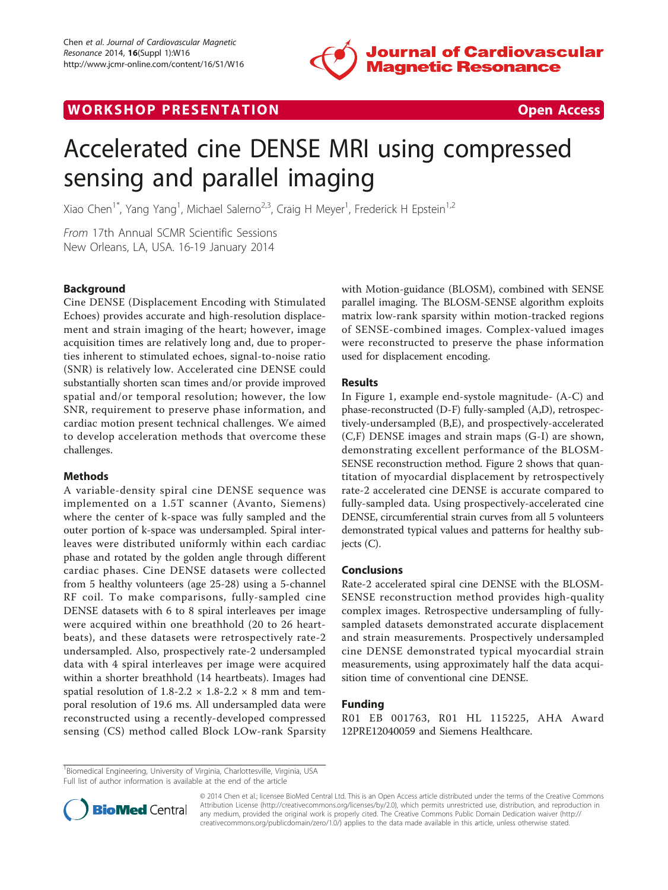WORKSHOP PRESENTATION **Open Access**

# Accelerated cine DENSE MRI using compressed sensing and parallel imaging

Xiao Chen[1*], Yang Yang[1], Michael Salerno[2,3], Craig H Meyer[1], Frederick H Epstein[1,2]

*From* 17th Annual SCMR Scientific Sessions
New Orleans, LA, USA. 16-19 January 2014

## Background

Cine DENSE (Displacement Encoding with Stimulated Echoes) provides accurate and high-resolution displacement and strain imaging of the heart; however, image acquisition times are relatively long and, due to properties inherent to stimulated echoes, signal-to-noise ratio (SNR) is relatively low. Accelerated cine DENSE could substantially shorten scan times and/or provide improved spatial and/or temporal resolution; however, the low SNR, requirement to preserve phase information, and cardiac motion present technical challenges. We aimed to develop acceleration methods that overcome these challenges.

## Methods

A variable-density spiral cine DENSE sequence was implemented on a 1.5T scanner (Avanto, Siemens) where the center of k-space was fully sampled and the outer portion of k-space was undersampled. Spiral interleaves were distributed uniformly within each cardiac phase and rotated by the golden angle through different cardiac phases. Cine DENSE datasets were collected from 5 healthy volunteers (age 25-28) using a 5-channel RF coil. To make comparisons, fully-sampled cine DENSE datasets with 6 to 8 spiral interleaves per image were acquired within one breathhold (20 to 26 heartbeats), and these datasets were retrospectively rate-2 undersampled. Also, prospectively rate-2 undersampled data with 4 spiral interleaves per image were acquired within a shorter breathhold (14 heartbeats). Images had spatial resolution of 1.8-2.2 × 1.8-2.2 × 8 mm and temporal resolution of 19.6 ms. All undersampled data were reconstructed using a recently-developed compressed sensing (CS) method called Block LOw-rank Sparsity with Motion-guidance (BLOSM), combined with SENSE parallel imaging. The BLOSM-SENSE algorithm exploits matrix low-rank sparsity within motion-tracked regions of SENSE-combined images. Complex-valued images were reconstructed to preserve the phase information used for displacement encoding.

## Results

In Figure 1, example end-systole magnitude- (A-C) and phase-reconstructed (D-F) fully-sampled (A,D), retrospectively-undersampled (B,E), and prospectively-accelerated (C,F) DENSE images and strain maps (G-I) are shown, demonstrating excellent performance of the BLOSM-SENSE reconstruction method. Figure 2 shows that quantitation of myocardial displacement by retrospectively rate-2 accelerated cine DENSE is accurate compared to fully-sampled data. Using prospectively-accelerated cine DENSE, circumferential strain curves from all 5 volunteers demonstrated typical values and patterns for healthy subjects (C).

## Conclusions

Rate-2 accelerated spiral cine DENSE with the BLOSM-SENSE reconstruction method provides high-quality complex images. Retrospective undersampling of fully-sampled datasets demonstrated accurate displacement and strain measurements. Prospectively undersampled cine DENSE demonstrated typical myocardial strain measurements, using approximately half the data acquisition time of conventional cine DENSE.

## Funding

R01 EB 001763, R01 HL 115225, AHA Award 12PRE12040059 and Siemens Healthcare.

[1]Biomedical Engineering, University of Virginia, Charlottesville, Virginia, USA
Full list of author information is available at the end of the article

© 2014 Chen et al.; licensee BioMed Central Ltd. This is an Open Access article distributed under the terms of the Creative Commons Attribution License (http://creativecommons.org/licenses/by/2.0), which permits unrestricted use, distribution, and reproduction in any medium, provided the original work is properly cited. The Creative Commons Public Domain Dedication waiver (http://creativecommons.org/publicdomain/zero/1.0/) applies to the data made available in this article, unless otherwise stated.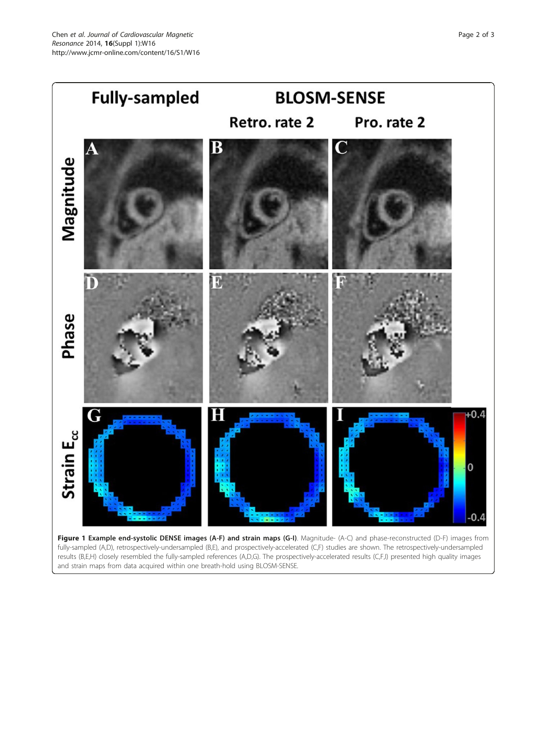**Figure 1 Example end-systolic DENSE images (A-F) and strain maps (G-I)**. Magnitude- (A-C) and phase-reconstructed (D-F) images from fully-sampled (A,D), retrospectively-undersampled (B,E), and prospectively-accelerated (C,F) studies are shown. The retrospectively-undersampled results (B,E,H) closely resembled the fully-sampled references (A,D,G). The prospectively-accelerated results (C,F,I) presented high quality images and strain maps from data acquired within one breath-hold using BLOSM-SENSE.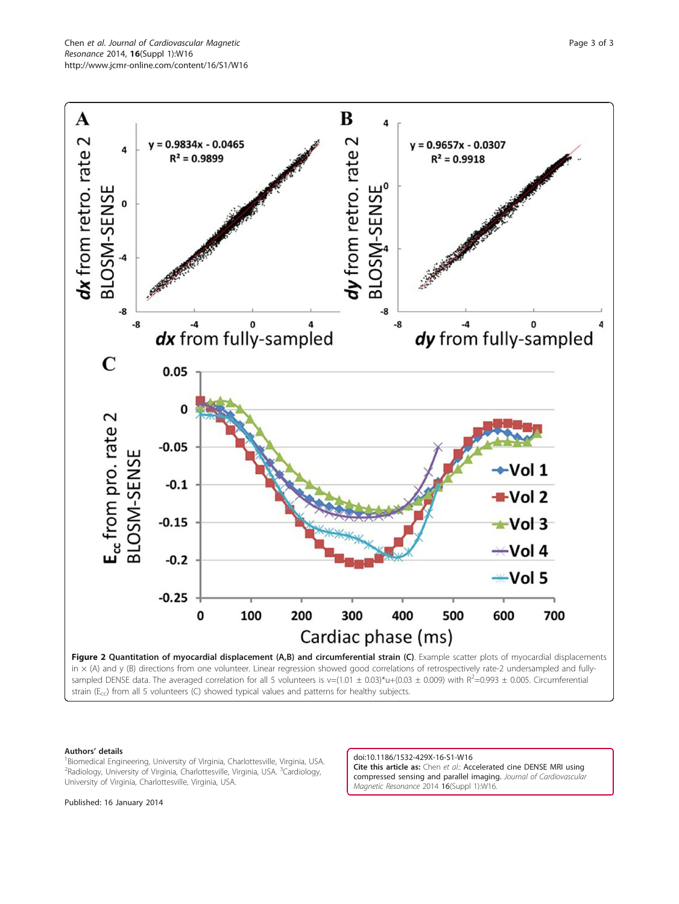A

y = 0.9834x - 0.0465

$R^2$ = 0.9899

***dx*** from retro. rate 2 BLOSM-SENSE

***dx*** from fully-sampled

4
0
-4
-8
-8
-4
0
4

B

y = 0.9657x - 0.0307

$R^2$ = 0.9918

***dy*** from retro. rate 2 BLOSM-SENSE

***dy*** from fully-sampled

4
0
-4
-8
-8
-4
0
4

C

$E_{cc}$ from pro. rate 2 BLOSM-SENSE

Cardiac phase (ms)

0.05
0
-0.05
-0.1
-0.15
-0.2
-0.25
0
100
200
300
400
500
600
700

Vol 1
Vol 2
Vol 3
Vol 4
Vol 5

**Figure 2 Quantitation of myocardial displacement (A,B) and circumferential strain (C)**. Example scatter plots of myocardial displacements in x (A) and y (B) directions from one volunteer. Linear regression showed good correlations of retrospectively rate-2 undersampled and fully-sampled DENSE data. The averaged correlation for all 5 volunteers is v=(1.01 ± 0.03)*u+(0.03 ± 0.009) with $R^2$=0.993 ± 0.005. Circumferential strain ($E_{cc}$) from all 5 volunteers (C) showed typical values and patterns for healthy subjects.

**Authors' details**

[1]Biomedical Engineering, University of Virginia, Charlottesville, Virginia, USA. [2]Radiology, University of Virginia, Charlottesville, Virginia, USA. [3]Cardiology, University of Virginia, Charlottesville, Virginia, USA.

Published: 16 January 2014

doi:10.1186/1532-429X-16-S1-W16

**Cite this article as:** Chen *et al.*: Accelerated cine DENSE MRI using compressed sensing and parallel imaging. *Journal of Cardiovascular Magnetic Resonance* 2014 **16**(Suppl 1):W16.